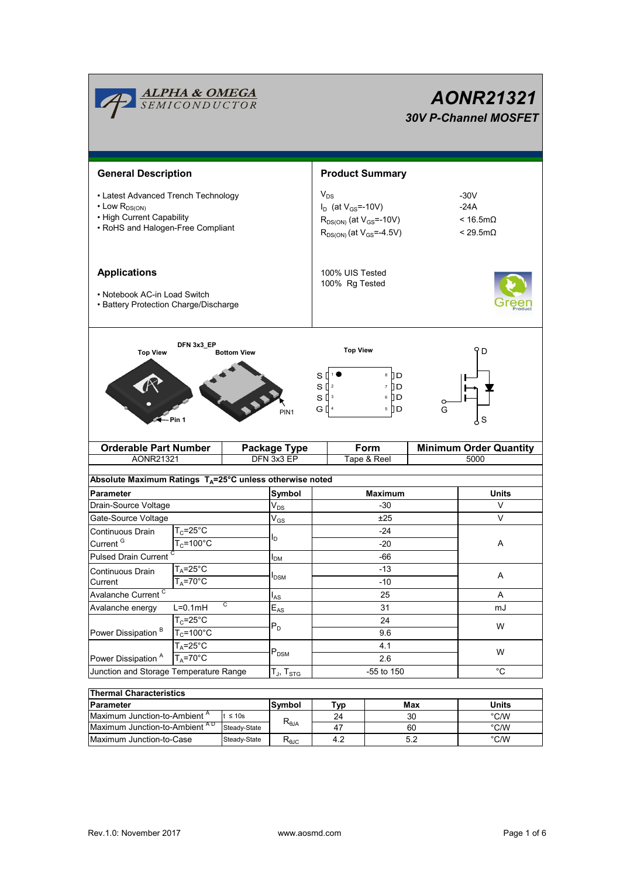ALPHA & OMEGA SEMICONDUCTOR

# AONR21321

## *30V P-Channel MOSFET*

## General Description

- Latest Advanced Trench Technology
- Low $R_{DS(ON)}$
- High Current Capability
- RoHS and Halogen-Free Compliant

## Product Summary

| | |
|---|---|
| $V_{DS}$ | -30V |
| $I_D$ (at $V_{GS}$=-10V) | -24A |
| $R_{DS(ON)}$ (at $V_{GS}$=-10V) | < 16.5mΩ |
| $R_{DS(ON)}$ (at $V_{GS}$=-4.5V) | < 29.5mΩ |

100% UIS Tested
100% Rg Tested

## Applications

- Notebook AC-in Load Switch
- Battery Protection Charge/Discharge

DFN 3x3_EP

Top View | Bottom View | PIN1 | Pin 1

Top View: S 1, S 2, S 3, G 4 | D 8, D 7, D 6, D 5

D, G, S

| Orderable Part Number | Package Type | Form | Minimum Order Quantity |
|---|---|---|---|
| AONR21321 | DFN 3x3 EP | Tape & Reel | 5000 |

**Absolute Maximum Ratings $T_A$=25°C unless otherwise noted**

| Parameter | | Symbol | Maximum | Units |
|---|---|---|---|---|
| Drain-Source Voltage | | $V_{DS}$ | -30 | V |
| Gate-Source Voltage | | $V_{GS}$ | ±25 | V |
| Continuous Drain Current [G] | $T_C$=25°C | $I_D$ | -24 | A |
| | $T_C$=100°C | | -20 | |
| Pulsed Drain Current [C] | | $I_{DM}$ | -66 | |
| Continuous Drain Current | $T_A$=25°C | $I_{DSM}$ | -13 | A |
| | $T_A$=70°C | | -10 | |
| Avalanche Current [C] | | $I_{AS}$ | 25 | A |
| Avalanche energy | L=0.1mH [C] | $E_{AS}$ | 31 | mJ |
| Power Dissipation [B] | $T_C$=25°C | $P_D$ | 24 | W |
| | $T_C$=100°C | | 9.6 | |
| Power Dissipation [A] | $T_A$=25°C | $P_{DSM}$ | 4.1 | W |
| | $T_A$=70°C | | 2.6 | |
| Junction and Storage Temperature Range | | $T_J$, $T_{STG}$ | -55 to 150 | °C |

**Thermal Characteristics**

| Parameter | | Symbol | Typ | Max | Units |
|---|---|---|---|---|---|
| Maximum Junction-to-Ambient [A] | t ≤ 10s | $R_{\theta JA}$ | 24 | 30 | °C/W |
| Maximum Junction-to-Ambient [A D] | Steady-State | | 47 | 60 | °C/W |
| Maximum Junction-to-Case | Steady-State | $R_{\theta JC}$ | 4.2 | 5.2 | °C/W |

Rev.1.0: November 2017 www.aosmd.com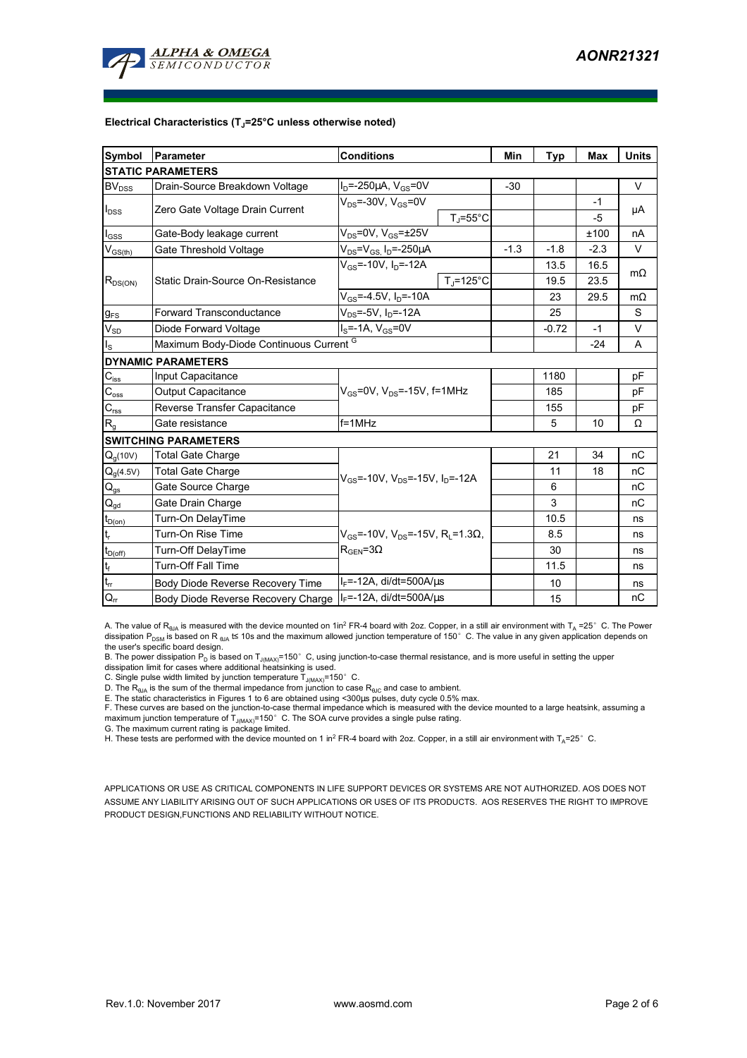**Electrical Characteristics ($T_J$=25°C unless otherwise noted)**

| Symbol | Parameter | Conditions | | Min | Typ | Max | Units |
|---|---|---|---|---|---|---|---|
| **STATIC PARAMETERS** | | | | | | | |
| $BV_{DSS}$ | Drain-Source Breakdown Voltage | $I_D$=-250µA, $V_{GS}$=0V | | -30 | | | V |
| $I_{DSS}$ | Zero Gate Voltage Drain Current | $V_{DS}$=-30V, $V_{GS}$=0V | | | | -1 | µA |
| | | | $T_J$=55°C | | | -5 | |
| $I_{GSS}$ | Gate-Body leakage current | $V_{DS}$=0V, $V_{GS}$=±25V | | | | ±100 | nA |
| $V_{GS(th)}$ | Gate Threshold Voltage | $V_{DS}$=$V_{GS}$, $I_D$=-250µA | | -1.3 | -1.8 | -2.3 | V |
| $R_{DS(ON)}$ | Static Drain-Source On-Resistance | $V_{GS}$=-10V, $I_D$=-12A | | | 13.5 | 16.5 | mΩ |
| | | | $T_J$=125°C | | 19.5 | 23.5 | |
| | | $V_{GS}$=-4.5V, $I_D$=-10A | | | 23 | 29.5 | mΩ |
| $g_{FS}$ | Forward Transconductance | $V_{DS}$=-5V, $I_D$=-12A | | | 25 | | S |
| $V_{SD}$ | Diode Forward Voltage | $I_S$=-1A, $V_{GS}$=0V | | | -0.72 | -1 | V |
| $I_S$ | Maximum Body-Diode Continuous Current [G] | | | | | -24 | A |
| **DYNAMIC PARAMETERS** | | | | | | | |
| $C_{iss}$ | Input Capacitance | $V_{GS}$=0V, $V_{DS}$=-15V, f=1MHz | | | 1180 | | pF |
| $C_{oss}$ | Output Capacitance | | | | 185 | | pF |
| $C_{rss}$ | Reverse Transfer Capacitance | | | | 155 | | pF |
| $R_g$ | Gate resistance | f=1MHz | | | 5 | 10 | Ω |
| **SWITCHING PARAMETERS** | | | | | | | |
| $Q_g$(10V) | Total Gate Charge | $V_{GS}$=-10V, $V_{DS}$=-15V, $I_D$=-12A | | | 21 | 34 | nC |
| $Q_g$(4.5V) | Total Gate Charge | | | | 11 | 18 | nC |
| $Q_{gs}$ | Gate Source Charge | | | | 6 | | nC |
| $Q_{gd}$ | Gate Drain Charge | | | | 3 | | nC |
| $t_{D(on)}$ | Turn-On DelayTime | $V_{GS}$=-10V, $V_{DS}$=-15V, $R_L$=1.3Ω, $R_{GEN}$=3Ω | | | 10.5 | | ns |
| $t_r$ | Turn-On Rise Time | | | | 8.5 | | ns |
| $t_{D(off)}$ | Turn-Off DelayTime | | | | 30 | | ns |
| $t_f$ | Turn-Off Fall Time | | | | 11.5 | | ns |
| $t_{rr}$ | Body Diode Reverse Recovery Time | $I_F$=-12A, di/dt=500A/µs | | | 10 | | ns |
| $Q_{rr}$ | Body Diode Reverse Recovery Charge | $I_F$=-12A, di/dt=500A/µs | | | 15 | | nC |

A. The value of $R_{\theta JA}$ is measured with the device mounted on 1in² FR-4 board with 2oz. Copper, in a still air environment with $T_A$ =25°C. The Power dissipation $P_{DSM}$ is based on $R_{\theta JA}$ t≤ 10s and the maximum allowed junction temperature of 150°C. The value in any given application depends on the user's specific board design.

B. The power dissipation $P_D$ is based on $T_{J(MAX)}$=150°C, using junction-to-case thermal resistance, and is more useful in setting the upper dissipation limit for cases where additional heatsinking is used.

C. Single pulse width limited by junction temperature $T_{J(MAX)}$=150°C.

D. The $R_{\theta JA}$ is the sum of the thermal impedance from junction to case $R_{\theta JC}$ and case to ambient.

E. The static characteristics in Figures 1 to 6 are obtained using <300µs pulses, duty cycle 0.5% max.

F. These curves are based on the junction-to-case thermal impedance which is measured with the device mounted to a large heatsink, assuming a maximum junction temperature of $T_{J(MAX)}$=150°C. The SOA curve provides a single pulse rating.

G. The maximum current rating is package limited.

H. These tests are performed with the device mounted on 1 in² FR-4 board with 2oz. Copper, in a still air environment with $T_A$=25°C.

APPLICATIONS OR USE AS CRITICAL COMPONENTS IN LIFE SUPPORT DEVICES OR SYSTEMS ARE NOT AUTHORIZED. AOS DOES NOT ASSUME ANY LIABILITY ARISING OUT OF SUCH APPLICATIONS OR USES OF ITS PRODUCTS. AOS RESERVES THE RIGHT TO IMPROVE PRODUCT DESIGN,FUNCTIONS AND RELIABILITY WITHOUT NOTICE.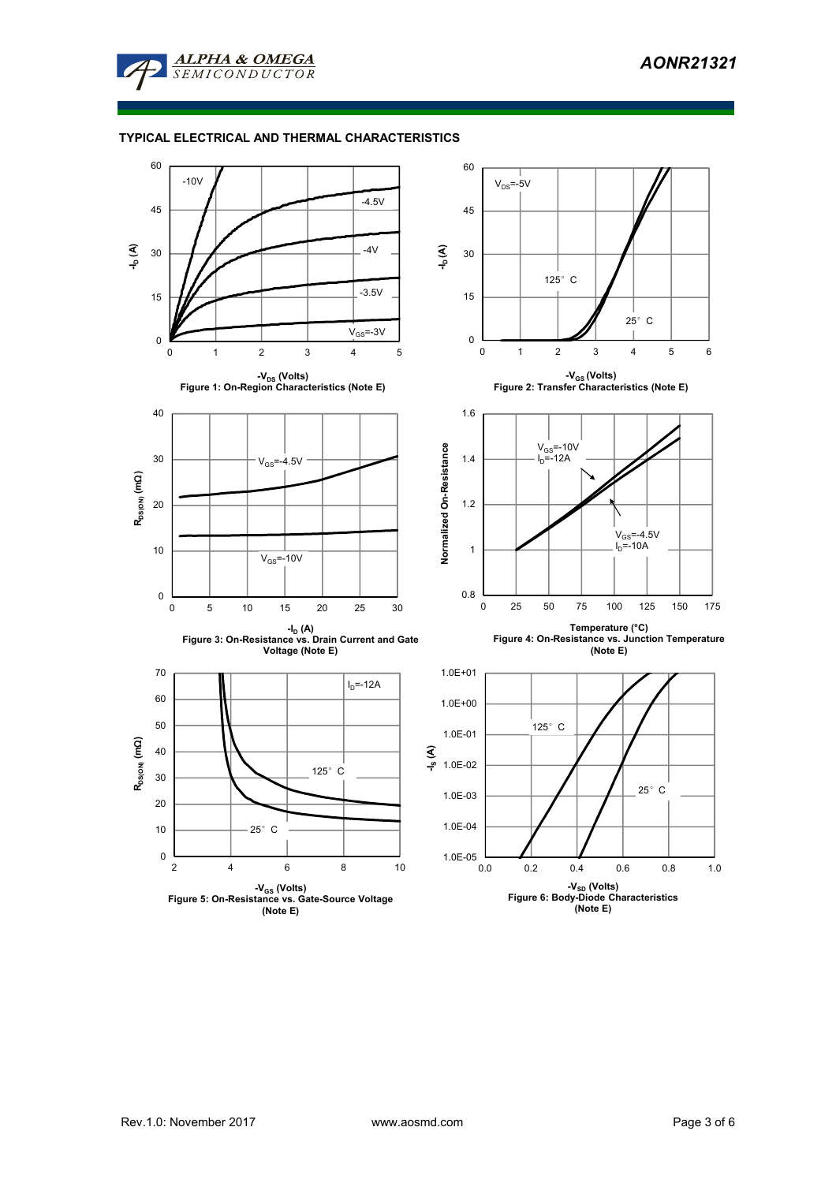## TYPICAL ELECTRICAL AND THERMAL CHARACTERISTICS

Figure 1: On-Region Characteristics (Note E)

Figure 2: Transfer Characteristics (Note E)

Figure 3: On-Resistance vs. Drain Current and Gate Voltage (Note E)

Figure 4: On-Resistance vs. Junction Temperature (Note E)

Figure 5: On-Resistance vs. Gate-Source Voltage (Note E)

Figure 6: Body-Diode Characteristics (Note E)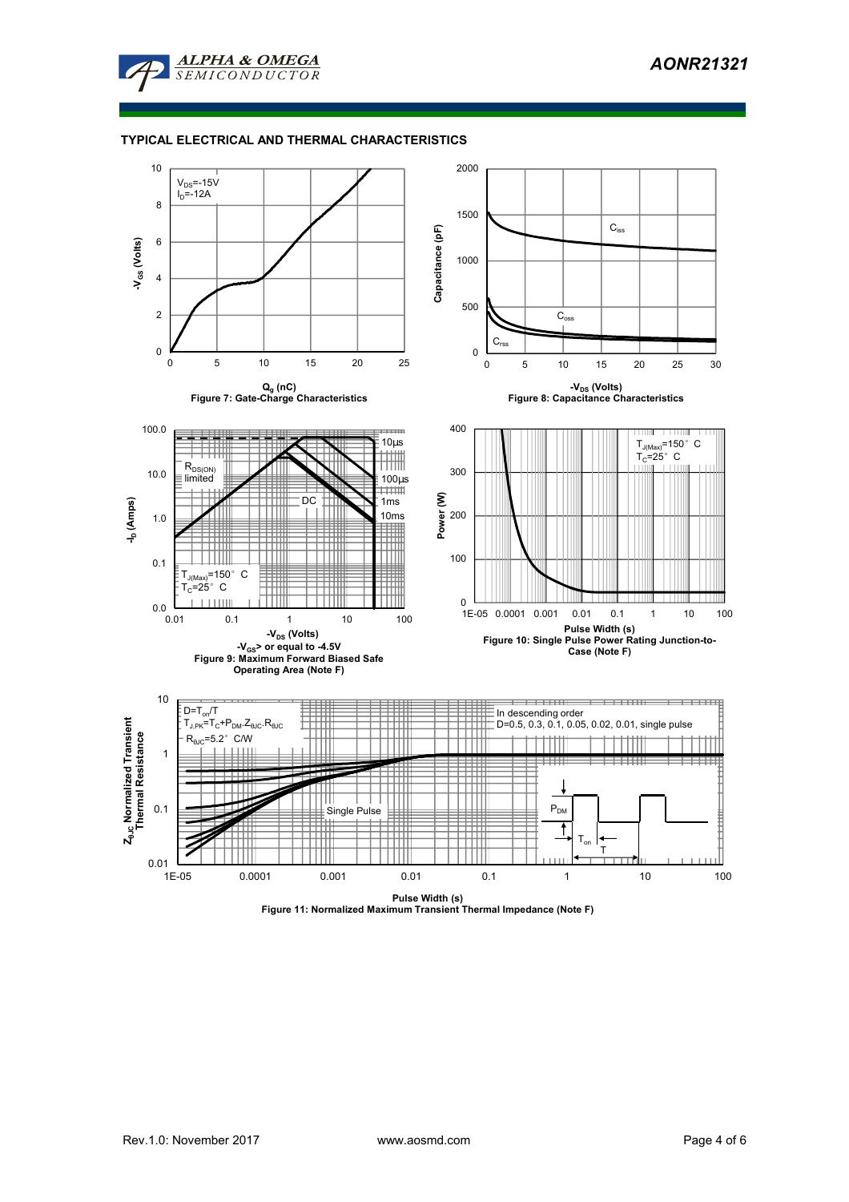## TYPICAL ELECTRICAL AND THERMAL CHARACTERISTICS

$V_{DS}$=-15V
$I_D$=-12A

$-V_{GS}$ (Volts)

$Q_g$ (nC)

Figure 7: Gate-Charge Characteristics

$C_{iss}$

$C_{oss}$

$C_{rss}$

Capacitance (pF)

$-V_{DS}$ (Volts)

Figure 8: Capacitance Characteristics

$R_{DS(ON)}$ limited

10µs

100µs

1ms

10ms

DC

$T_{J(Max)}$=150° C
$T_C$=25° C

$-I_D$ (Amps)

$-V_{DS}$ (Volts)

$-V_{GS}$> or equal to -4.5V

Figure 9: Maximum Forward Biased Safe Operating Area (Note F)

$T_{J(Max)}$=150° C
$T_C$=25° C

Power (W)

Pulse Width (s)

Figure 10: Single Pulse Power Rating Junction-to-Case (Note F)

$D=T_{on}/T$
$T_{J,PK}=T_C+P_{DM}.Z_{\theta JC}.R_{\theta JC}$
$R_{\theta JC}$=5.2° C/W

In descending order
D=0.5, 0.3, 0.1, 0.05, 0.02, 0.01, single pulse

Single Pulse

$P_{DM}$

$T_{on}$

T

$Z_{\theta JC}$ Normalized Transient Thermal Resistance

Pulse Width (s)

Figure 11: Normalized Maximum Transient Thermal Impedance (Note F)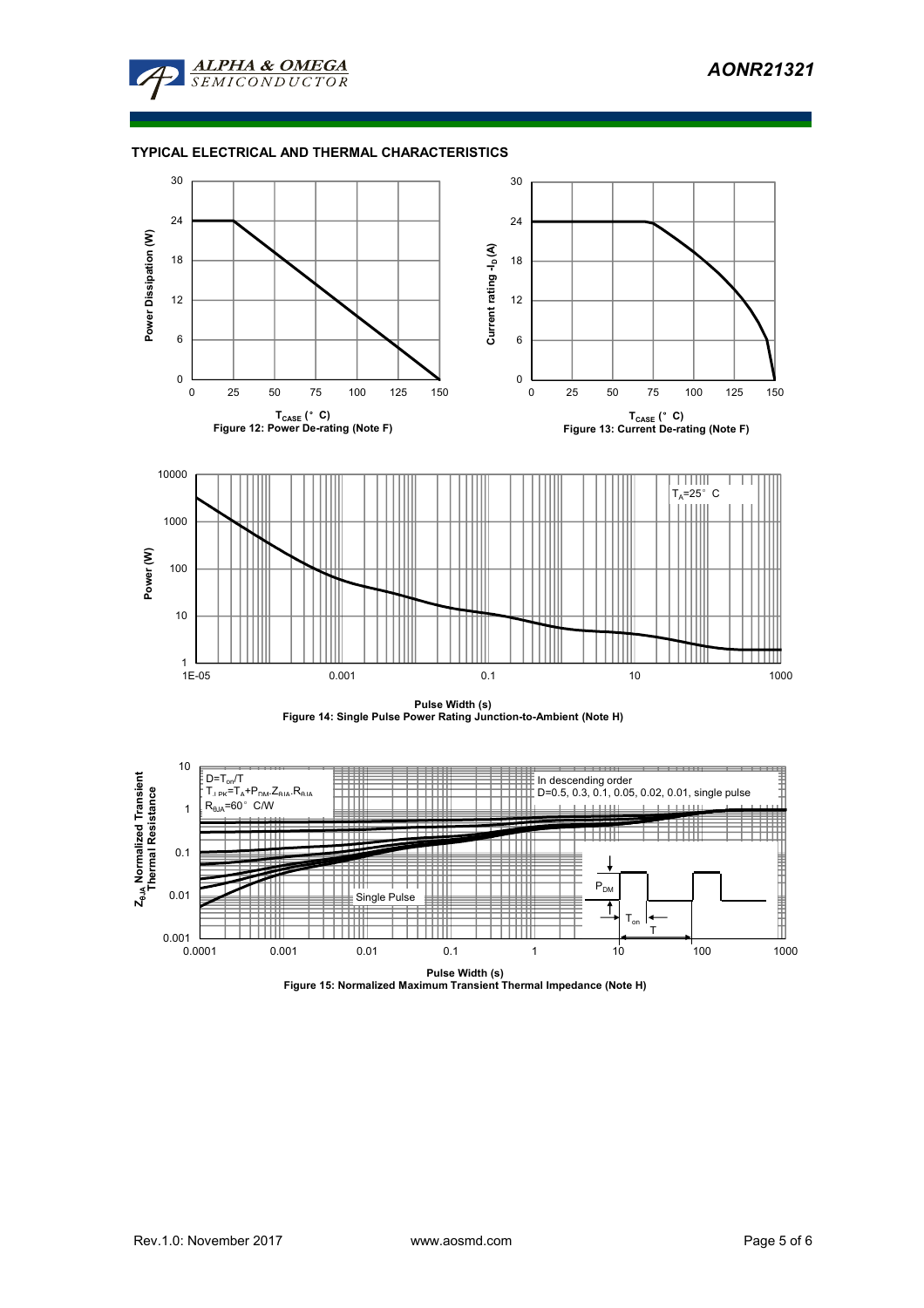## TYPICAL ELECTRICAL AND THERMAL CHARACTERISTICS

Figure 12: Power De-rating (Note F)

Figure 13: Current De-rating (Note F)

Figure 14: Single Pulse Power Rating Junction-to-Ambient (Note H)

Figure 15: Normalized Maximum Transient Thermal Impedance (Note H)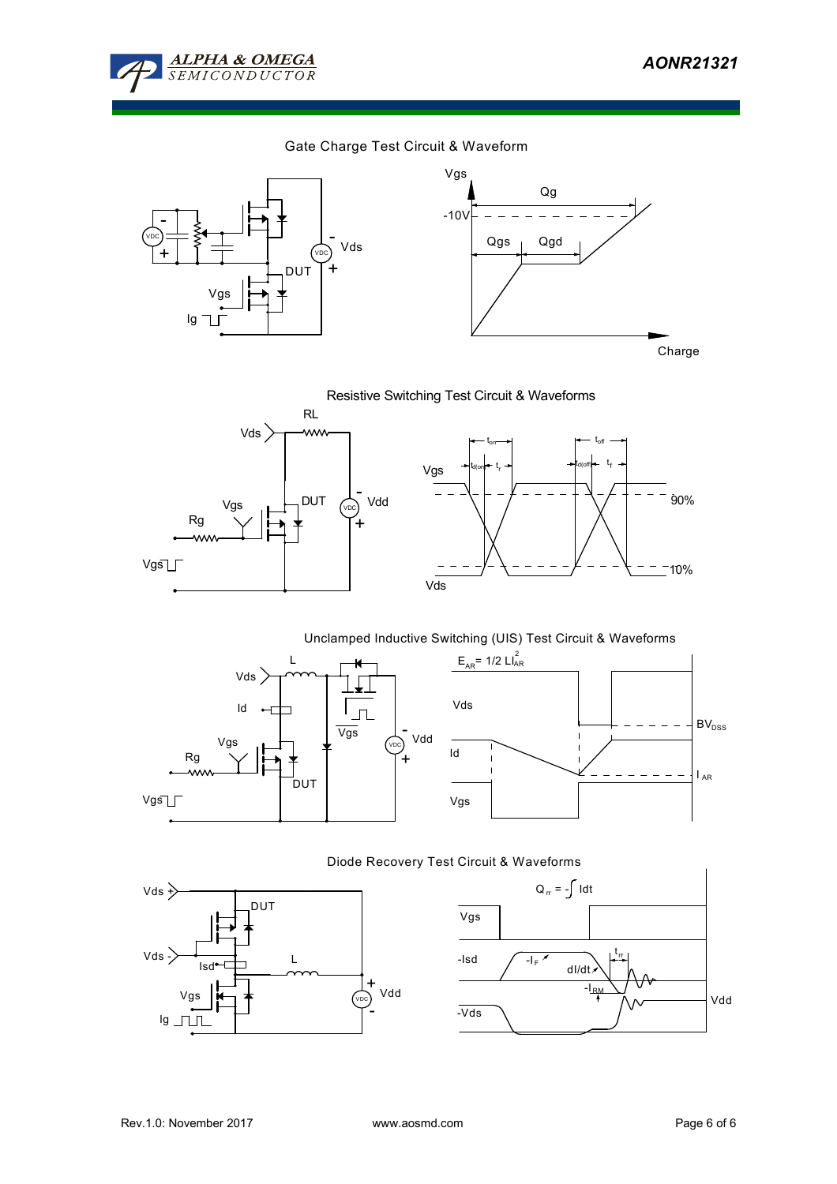## Gate Charge Test Circuit & Waveform

Vgs
Qg
-10V
Qgs
Qgd
Charge
VDC
Vds
DUT
Vgs
Ig

## Resistive Switching Test Circuit & Waveforms

RL
Vds
DUT
Vgs
Rg
Vgs
Vdd
VDC
$t_{on}$
$t_{d(on)}$
$t_r$
$t_{off}$
$t_{d(off)}$
$t_f$
Vgs
90%
10%
Vds

## Unclamped Inductive Switching (UIS) Test Circuit & Waveforms

L
Vds
Id
Vgs
Rg
Vgs
DUT
Vgs
Vdd
VDC

$E_{AR} = 1/2\ L I_{AR}^2$

Vds
$BV_{DSS}$
Id
$I_{AR}$
Vgs

## Diode Recovery Test Circuit & Waveforms

Vds +
DUT
Vds -
Isd
L
Vgs
Ig
Vdd
VDC

$Q_{rr} = -\int Idt$

Vgs
-Isd
$-I_F$
dI/dt
$t_{rr}$
$-I_{RM}$
-Vds
Vdd

Rev.1.0: November 2017 www.aosmd.com